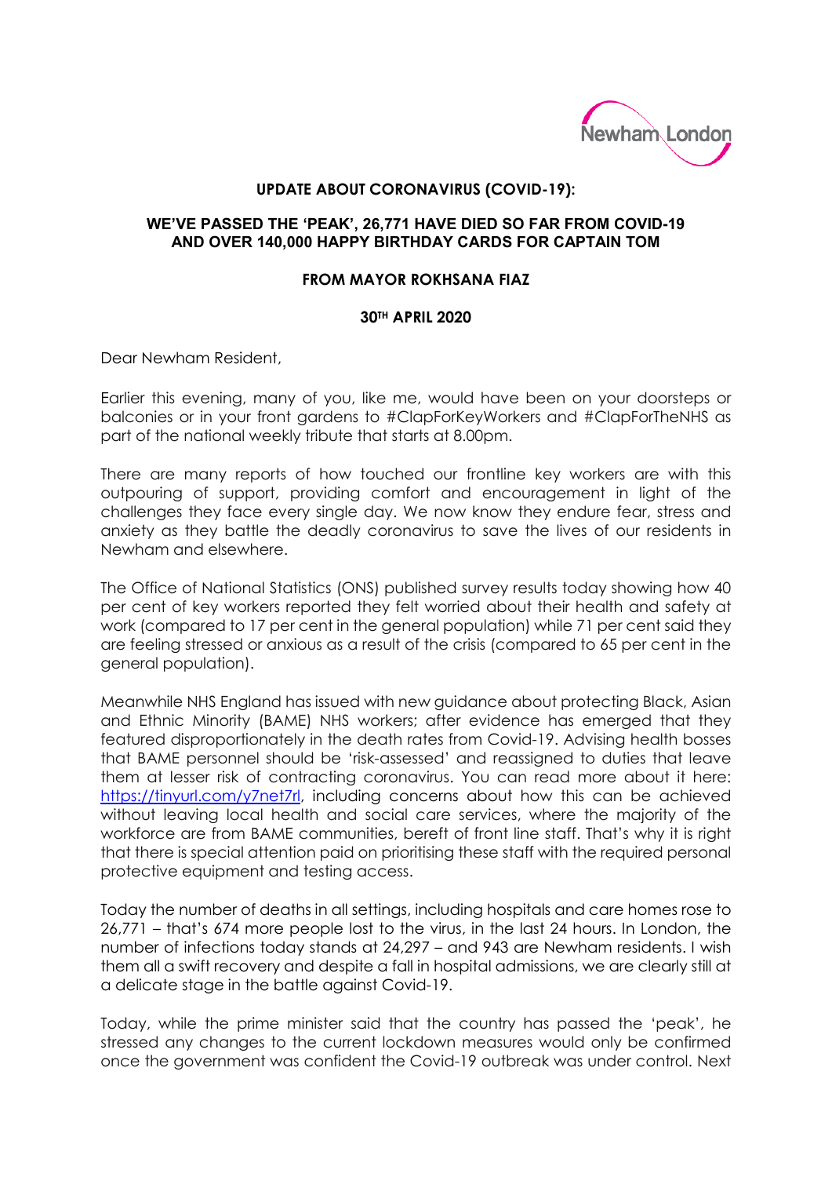## UPDATE ABOUT CORONAVIRUS (COVID-19):

### WE'VE PASSED THE 'PEAK', 26,771 HAVE DIED SO FAR FROM COVID-19 AND OVER 140,000 HAPPY BIRTHDAY CARDS FOR CAPTAIN TOM

**FROM MAYOR ROKHSANA FIAZ**

**30TH APRIL 2020**

Dear Newham Resident,

Earlier this evening, many of you, like me, would have been on your doorsteps or balconies or in your front gardens to #ClapForKeyWorkers and #ClapForTheNHS as part of the national weekly tribute that starts at 8.00pm.

There are many reports of how touched our frontline key workers are with this outpouring of support, providing comfort and encouragement in light of the challenges they face every single day. We now know they endure fear, stress and anxiety as they battle the deadly coronavirus to save the lives of our residents in Newham and elsewhere.

The Office of National Statistics (ONS) published survey results today showing how 40 per cent of key workers reported they felt worried about their health and safety at work (compared to 17 per cent in the general population) while 71 per cent said they are feeling stressed or anxious as a result of the crisis (compared to 65 per cent in the general population).

Meanwhile NHS England has issued with new guidance about protecting Black, Asian and Ethnic Minority (BAME) NHS workers; after evidence has emerged that they featured disproportionately in the death rates from Covid-19. Advising health bosses that BAME personnel should be 'risk-assessed' and reassigned to duties that leave them at lesser risk of contracting coronavirus. You can read more about it here: https://tinyurl.com/y7net7rl, including concerns about how this can be achieved without leaving local health and social care services, where the majority of the workforce are from BAME communities, bereft of front line staff. That's why it is right that there is special attention paid on prioritising these staff with the required personal protective equipment and testing access.

Today the number of deaths in all settings, including hospitals and care homes rose to 26,771 – that's 674 more people lost to the virus, in the last 24 hours. In London, the number of infections today stands at 24,297 – and 943 are Newham residents. I wish them all a swift recovery and despite a fall in hospital admissions, we are clearly still at a delicate stage in the battle against Covid-19.

Today, while the prime minister said that the country has passed the 'peak', he stressed any changes to the current lockdown measures would only be confirmed once the government was confident the Covid-19 outbreak was under control. Next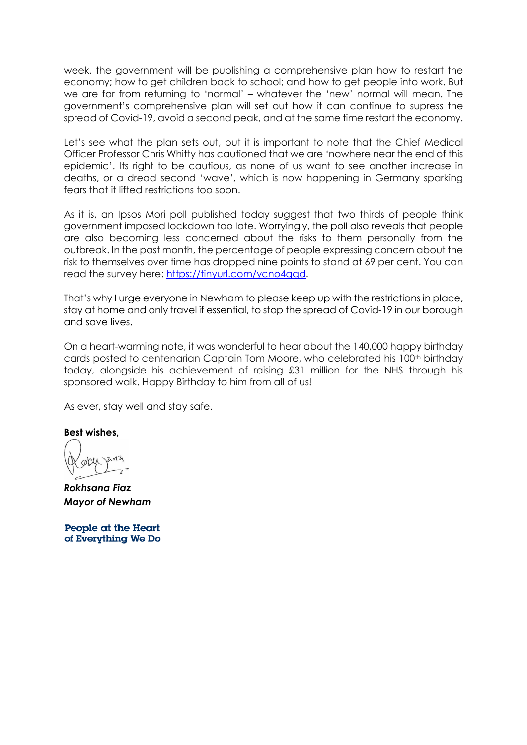week, the government will be publishing a comprehensive plan how to restart the economy; how to get children back to school; and how to get people into work. But we are far from returning to 'normal' – whatever the 'new' normal will mean. The government's comprehensive plan will set out how it can continue to supress the spread of Covid-19, avoid a second peak, and at the same time restart the economy.

Let's see what the plan sets out, but it is important to note that the Chief Medical Officer Professor Chris Whitty has cautioned that we are 'nowhere near the end of this epidemic'. Its right to be cautious, as none of us want to see another increase in deaths, or a dread second 'wave', which is now happening in Germany sparking fears that it lifted restrictions too soon.

As it is, an Ipsos Mori poll published today suggest that two thirds of people think government imposed lockdown too late. Worryingly, the poll also reveals that people are also becoming less concerned about the risks to them personally from the outbreak. In the past month, the percentage of people expressing concern about the risk to themselves over time has dropped nine points to stand at 69 per cent. You can read the survey here: [https://tinyurl.com/ycno4qqd](https://tinyurl.com/ycno4qqd).

That's why I urge everyone in Newham to please keep up with the restrictions in place, stay at home and only travel if essential, to stop the spread of Covid-19 in our borough and save lives.

On a heart-warming note, it was wonderful to hear about the 140,000 happy birthday cards posted to centenarian Captain Tom Moore, who celebrated his 100th birthday today, alongside his achievement of raising £31 million for the NHS through his sponsored walk. Happy Birthday to him from all of us!

As ever, stay well and stay safe.

**Best wishes,**

***Rokhsana Fiaz***
***Mayor of Newham***

**People at the Heart of Everything We Do**